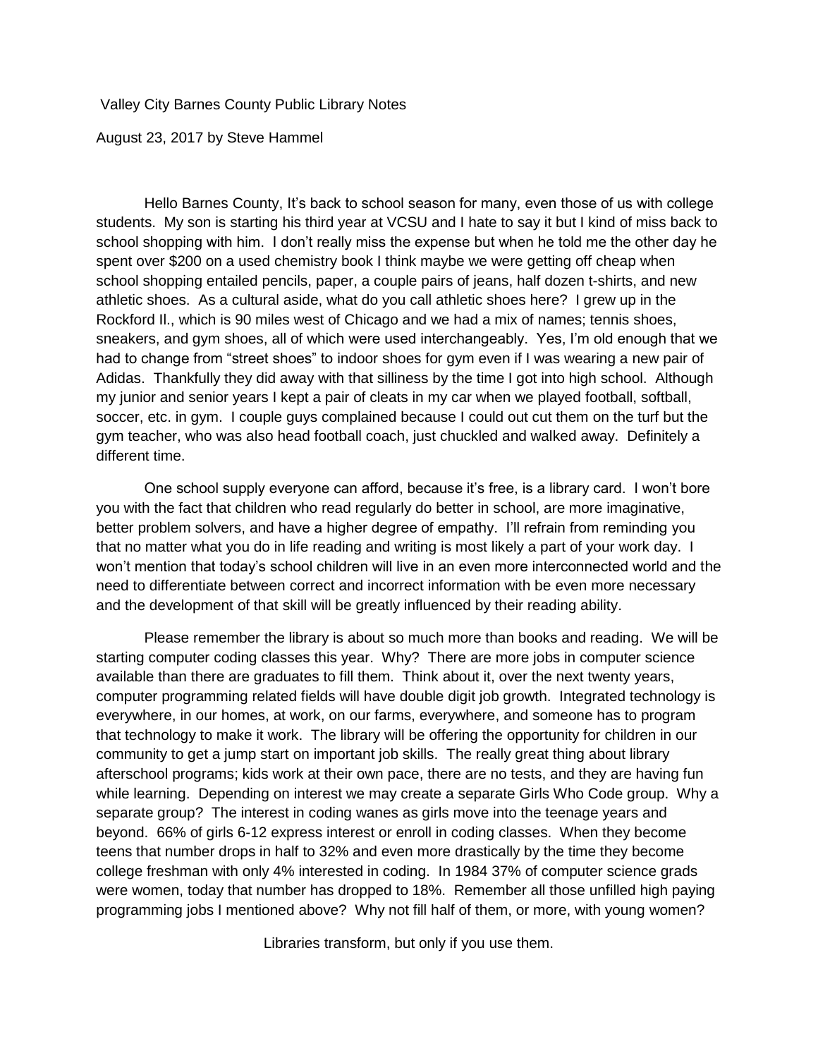Valley City Barnes County Public Library Notes

August 23, 2017 by Steve Hammel

Hello Barnes County, It's back to school season for many, even those of us with college students. My son is starting his third year at VCSU and I hate to say it but I kind of miss back to school shopping with him. I don't really miss the expense but when he told me the other day he spent over $200 on a used chemistry book I think maybe we were getting off cheap when school shopping entailed pencils, paper, a couple pairs of jeans, half dozen t-shirts, and new athletic shoes. As a cultural aside, what do you call athletic shoes here? I grew up in the Rockford Il., which is 90 miles west of Chicago and we had a mix of names; tennis shoes, sneakers, and gym shoes, all of which were used interchangeably. Yes, I'm old enough that we had to change from "street shoes" to indoor shoes for gym even if I was wearing a new pair of Adidas. Thankfully they did away with that silliness by the time I got into high school. Although my junior and senior years I kept a pair of cleats in my car when we played football, softball, soccer, etc. in gym. I couple guys complained because I could out cut them on the turf but the gym teacher, who was also head football coach, just chuckled and walked away. Definitely a different time.

One school supply everyone can afford, because it's free, is a library card. I won't bore you with the fact that children who read regularly do better in school, are more imaginative, better problem solvers, and have a higher degree of empathy. I'll refrain from reminding you that no matter what you do in life reading and writing is most likely a part of your work day. I won't mention that today's school children will live in an even more interconnected world and the need to differentiate between correct and incorrect information with be even more necessary and the development of that skill will be greatly influenced by their reading ability.

Please remember the library is about so much more than books and reading. We will be starting computer coding classes this year. Why? There are more jobs in computer science available than there are graduates to fill them. Think about it, over the next twenty years, computer programming related fields will have double digit job growth. Integrated technology is everywhere, in our homes, at work, on our farms, everywhere, and someone has to program that technology to make it work. The library will be offering the opportunity for children in our community to get a jump start on important job skills. The really great thing about library afterschool programs; kids work at their own pace, there are no tests, and they are having fun while learning. Depending on interest we may create a separate Girls Who Code group. Why a separate group? The interest in coding wanes as girls move into the teenage years and beyond. 66% of girls 6-12 express interest or enroll in coding classes. When they become teens that number drops in half to 32% and even more drastically by the time they become college freshman with only 4% interested in coding. In 1984 37% of computer science grads were women, today that number has dropped to 18%. Remember all those unfilled high paying programming jobs I mentioned above? Why not fill half of them, or more, with young women?

Libraries transform, but only if you use them.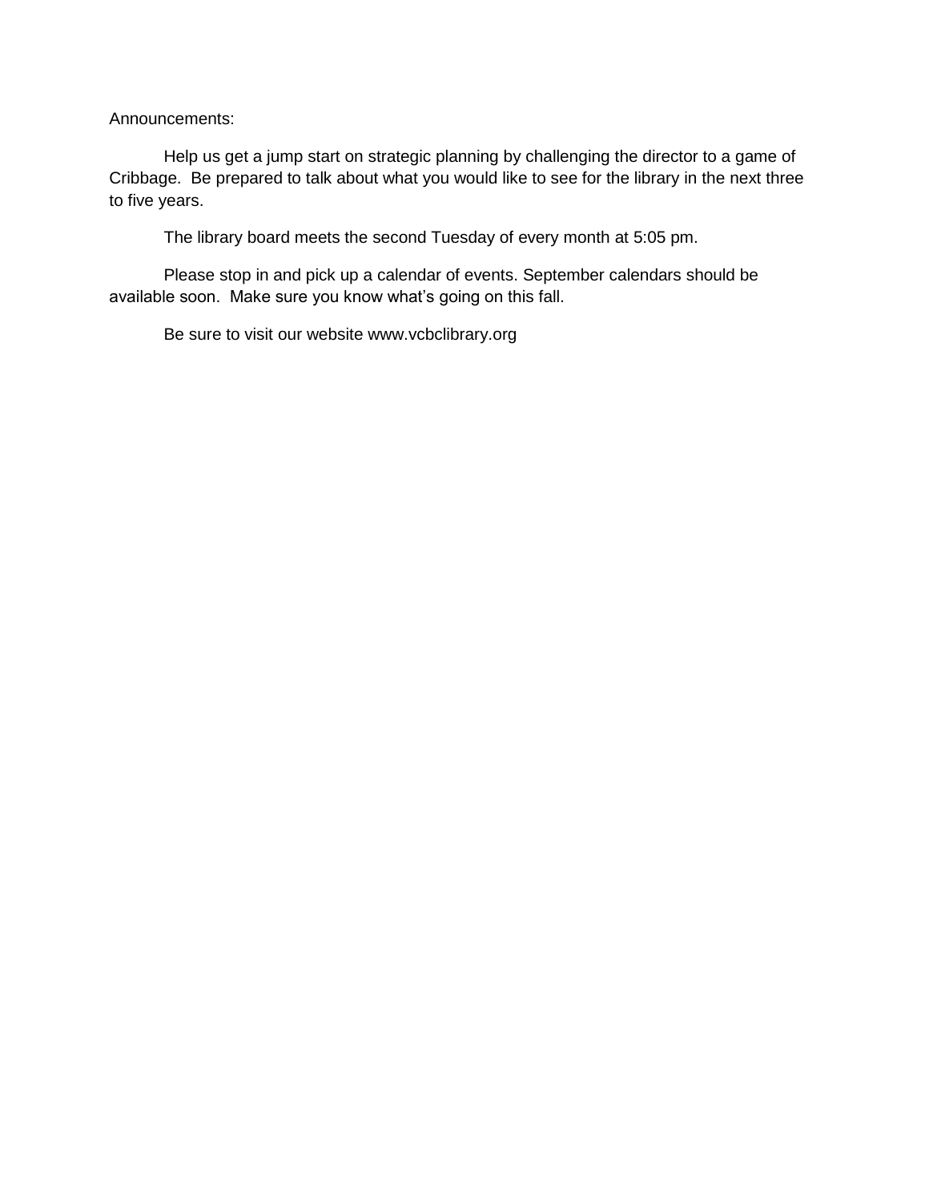Announcements:

Help us get a jump start on strategic planning by challenging the director to a game of Cribbage. Be prepared to talk about what you would like to see for the library in the next three to five years.

The library board meets the second Tuesday of every month at 5:05 pm.

Please stop in and pick up a calendar of events. September calendars should be available soon. Make sure you know what's going on this fall.

Be sure to visit our website www.vcbclibrary.org